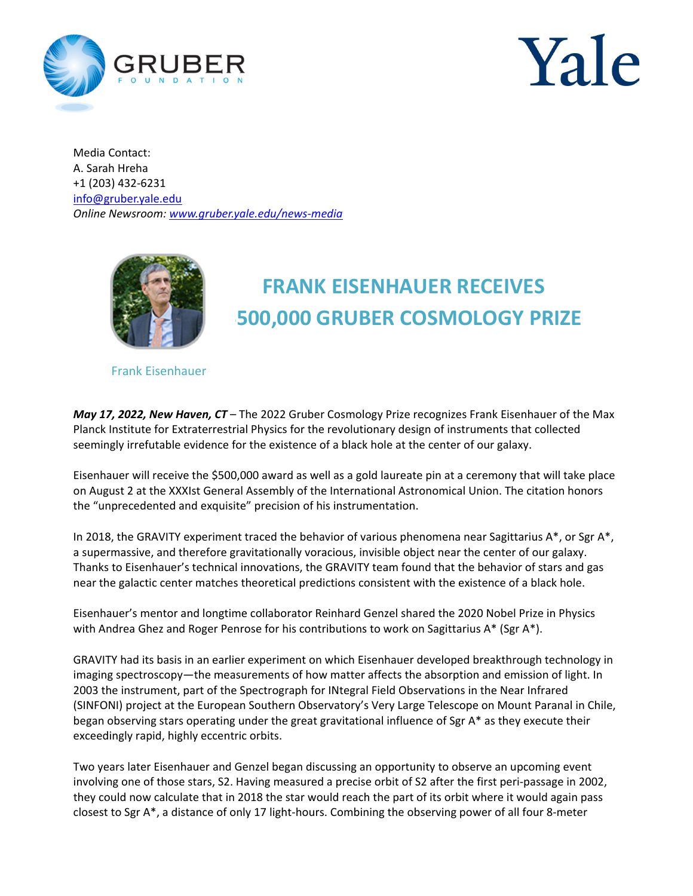Media Contact:
A. Sarah Hreha
+1 (203) 432-6231
info@gruber.yale.edu
*Online Newsroom: www.gruber.yale.edu/news-media*

# FRANK EISENHAUER RECEIVES $500,000 GRUBER COSMOLOGY PRIZE

Frank Eisenhauer

***May 17, 2022, New Haven, CT*** – The 2022 Gruber Cosmology Prize recognizes Frank Eisenhauer of the Max Planck Institute for Extraterrestrial Physics for the revolutionary design of instruments that collected seemingly irrefutable evidence for the existence of a black hole at the center of our galaxy.

Eisenhauer will receive the $500,000 award as well as a gold laureate pin at a ceremony that will take place on August 2 at the XXXIst General Assembly of the International Astronomical Union. The citation honors the "unprecedented and exquisite" precision of his instrumentation.

In 2018, the GRAVITY experiment traced the behavior of various phenomena near Sagittarius A*, or Sgr A*, a supermassive, and therefore gravitationally voracious, invisible object near the center of our galaxy. Thanks to Eisenhauer's technical innovations, the GRAVITY team found that the behavior of stars and gas near the galactic center matches theoretical predictions consistent with the existence of a black hole.

Eisenhauer's mentor and longtime collaborator Reinhard Genzel shared the 2020 Nobel Prize in Physics with Andrea Ghez and Roger Penrose for his contributions to work on Sagittarius A* (Sgr A*).

GRAVITY had its basis in an earlier experiment on which Eisenhauer developed breakthrough technology in imaging spectroscopy—the measurements of how matter affects the absorption and emission of light. In 2003 the instrument, part of the Spectrograph for INtegral Field Observations in the Near Infrared (SINFONI) project at the European Southern Observatory's Very Large Telescope on Mount Paranal in Chile, began observing stars operating under the great gravitational influence of Sgr A* as they execute their exceedingly rapid, highly eccentric orbits.

Two years later Eisenhauer and Genzel began discussing an opportunity to observe an upcoming event involving one of those stars, S2. Having measured a precise orbit of S2 after the first peri-passage in 2002, they could now calculate that in 2018 the star would reach the part of its orbit where it would again pass closest to Sgr A*, a distance of only 17 light-hours. Combining the observing power of all four 8-meter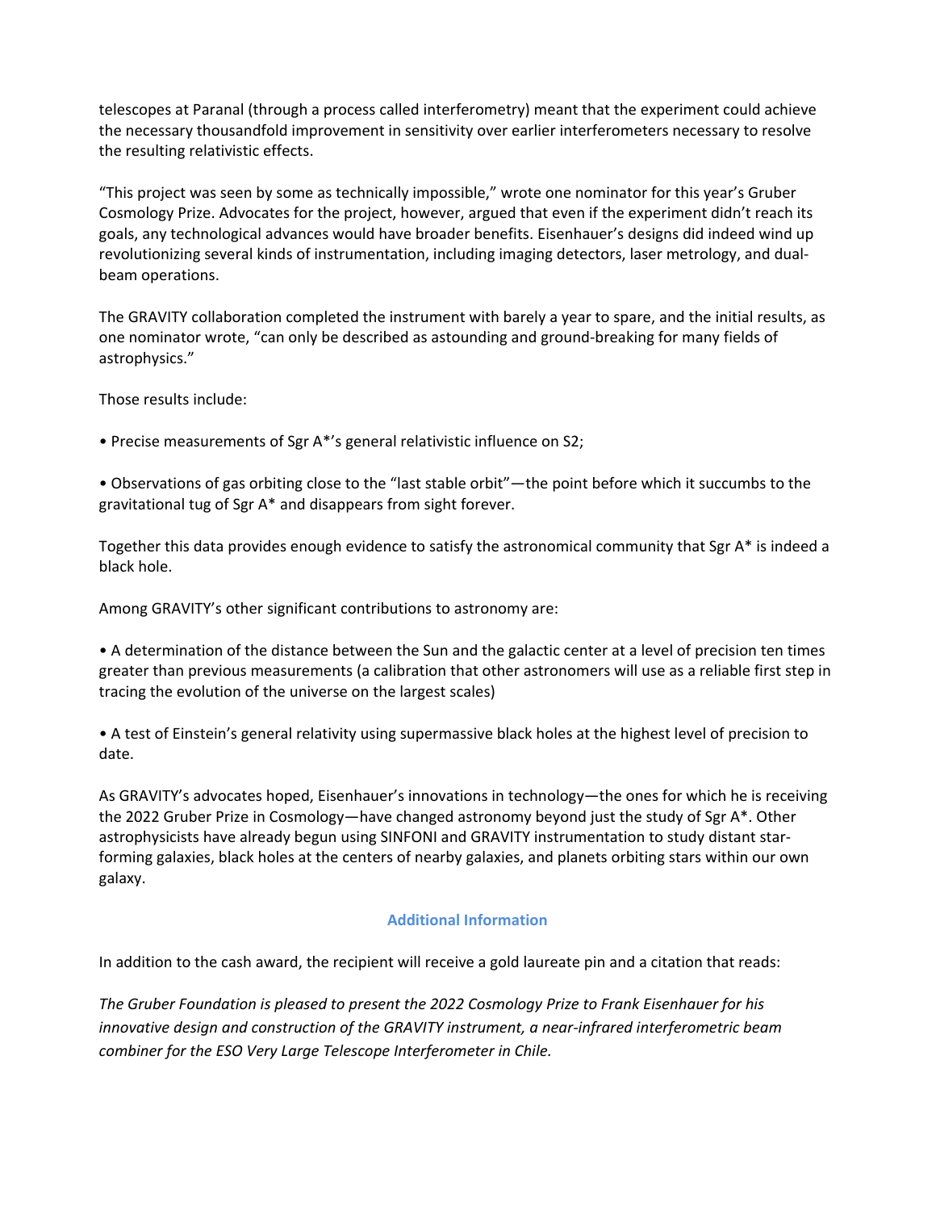telescopes at Paranal (through a process called interferometry) meant that the experiment could achieve the necessary thousandfold improvement in sensitivity over earlier interferometers necessary to resolve the resulting relativistic effects.

“This project was seen by some as technically impossible,” wrote one nominator for this year’s Gruber Cosmology Prize. Advocates for the project, however, argued that even if the experiment didn’t reach its goals, any technological advances would have broader benefits. Eisenhauer’s designs did indeed wind up revolutionizing several kinds of instrumentation, including imaging detectors, laser metrology, and dual-beam operations.

The GRAVITY collaboration completed the instrument with barely a year to spare, and the initial results, as one nominator wrote, “can only be described as astounding and ground-breaking for many fields of astrophysics.”

Those results include:

- Precise measurements of Sgr A*’s general relativistic influence on S2;

- Observations of gas orbiting close to the “last stable orbit”—the point before which it succumbs to the gravitational tug of Sgr A* and disappears from sight forever.

Together this data provides enough evidence to satisfy the astronomical community that Sgr A* is indeed a black hole.

Among GRAVITY’s other significant contributions to astronomy are:

- A determination of the distance between the Sun and the galactic center at a level of precision ten times greater than previous measurements (a calibration that other astronomers will use as a reliable first step in tracing the evolution of the universe on the largest scales)

- A test of Einstein’s general relativity using supermassive black holes at the highest level of precision to date.

As GRAVITY’s advocates hoped, Eisenhauer’s innovations in technology—the ones for which he is receiving the 2022 Gruber Prize in Cosmology—have changed astronomy beyond just the study of Sgr A*. Other astrophysicists have already begun using SINFONI and GRAVITY instrumentation to study distant star-forming galaxies, black holes at the centers of nearby galaxies, and planets orbiting stars within our own galaxy.

## Additional Information

In addition to the cash award, the recipient will receive a gold laureate pin and a citation that reads:

*The Gruber Foundation is pleased to present the 2022 Cosmology Prize to Frank Eisenhauer for his innovative design and construction of the GRAVITY instrument, a near-infrared interferometric beam combiner for the ESO Very Large Telescope Interferometer in Chile.*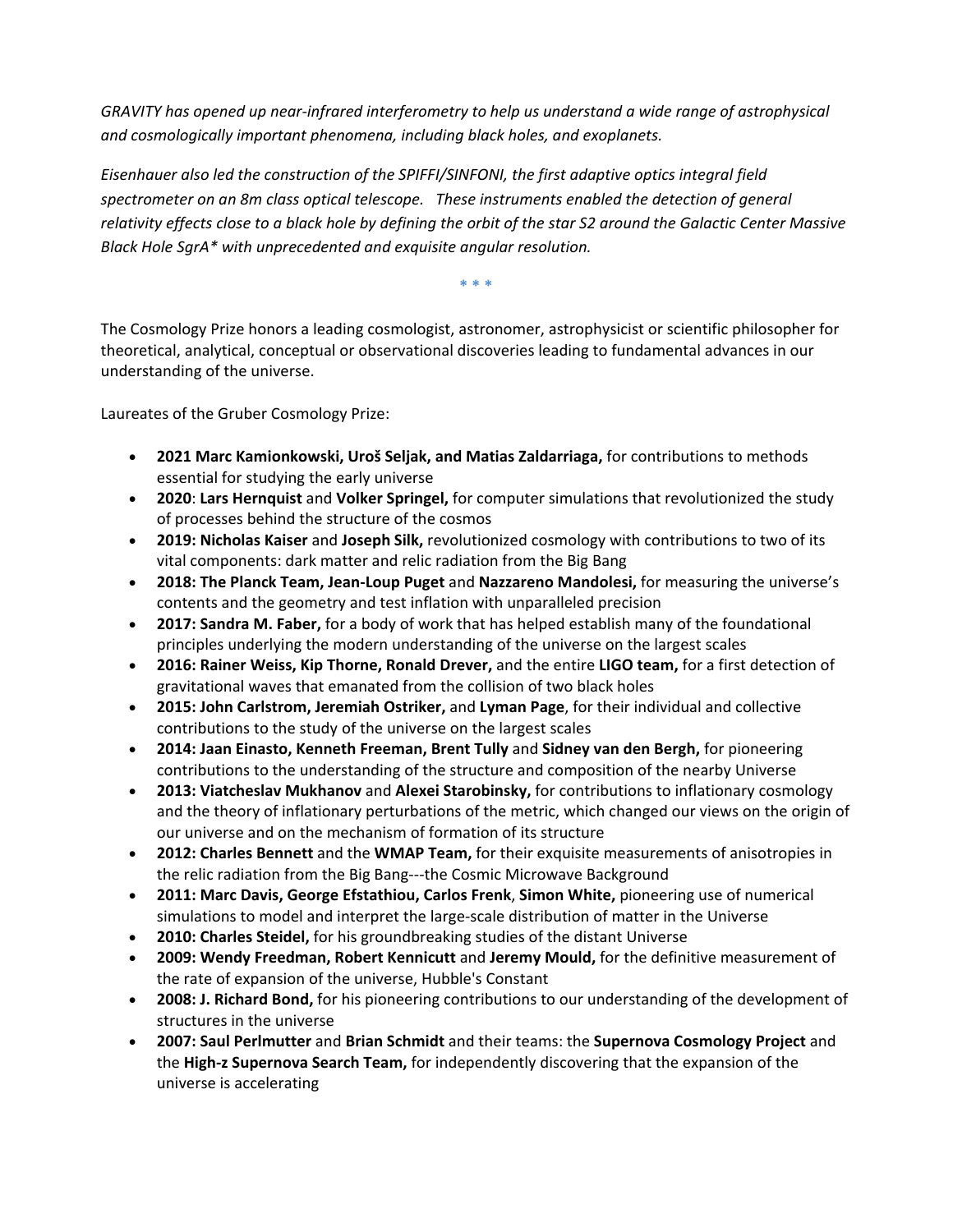*GRAVITY has opened up near-infrared interferometry to help us understand a wide range of astrophysical and cosmologically important phenomena, including black holes, and exoplanets.*

*Eisenhauer also led the construction of the SPIFFI/SINFONI, the first adaptive optics integral field spectrometer on an 8m class optical telescope. These instruments enabled the detection of general relativity effects close to a black hole by defining the orbit of the star S2 around the Galactic Center Massive Black Hole SgrA* with unprecedented and exquisite angular resolution.*

\* \* \*

The Cosmology Prize honors a leading cosmologist, astronomer, astrophysicist or scientific philosopher for theoretical, analytical, conceptual or observational discoveries leading to fundamental advances in our understanding of the universe.

Laureates of the Gruber Cosmology Prize:

- **2021 Marc Kamionkowski, Uroš Seljak, and Matias Zaldarriaga,** for contributions to methods essential for studying the early universe
- **2020**: **Lars Hernquist** and **Volker Springel,** for computer simulations that revolutionized the study of processes behind the structure of the cosmos
- **2019: Nicholas Kaiser** and **Joseph Silk,** revolutionized cosmology with contributions to two of its vital components: dark matter and relic radiation from the Big Bang
- **2018: The Planck Team, Jean-Loup Puget** and **Nazzareno Mandolesi,** for measuring the universe's contents and the geometry and test inflation with unparalleled precision
- **2017: Sandra M. Faber,** for a body of work that has helped establish many of the foundational principles underlying the modern understanding of the universe on the largest scales
- **2016: Rainer Weiss, Kip Thorne, Ronald Drever,** and the entire **LIGO team,** for a first detection of gravitational waves that emanated from the collision of two black holes
- **2015: John Carlstrom, Jeremiah Ostriker,** and **Lyman Page**, for their individual and collective contributions to the study of the universe on the largest scales
- **2014: Jaan Einasto, Kenneth Freeman, Brent Tully** and **Sidney van den Bergh,** for pioneering contributions to the understanding of the structure and composition of the nearby Universe
- **2013: Viatcheslav Mukhanov** and **Alexei Starobinsky,** for contributions to inflationary cosmology and the theory of inflationary perturbations of the metric, which changed our views on the origin of our universe and on the mechanism of formation of its structure
- **2012: Charles Bennett** and the **WMAP Team,** for their exquisite measurements of anisotropies in the relic radiation from the Big Bang---the Cosmic Microwave Background
- **2011: Marc Davis, George Efstathiou, Carlos Frenk**, **Simon White,** pioneering use of numerical simulations to model and interpret the large-scale distribution of matter in the Universe
- **2010: Charles Steidel,** for his groundbreaking studies of the distant Universe
- **2009: Wendy Freedman, Robert Kennicutt** and **Jeremy Mould,** for the definitive measurement of the rate of expansion of the universe, Hubble's Constant
- **2008: J. Richard Bond,** for his pioneering contributions to our understanding of the development of structures in the universe
- **2007: Saul Perlmutter** and **Brian Schmidt** and their teams: the **Supernova Cosmology Project** and the **High-z Supernova Search Team,** for independently discovering that the expansion of the universe is accelerating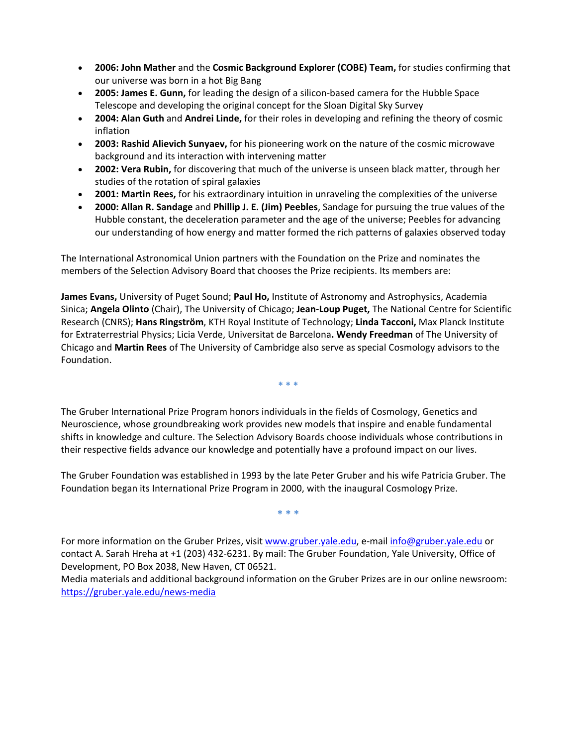- **2006: John Mather** and the **Cosmic Background Explorer (COBE) Team,** for studies confirming that our universe was born in a hot Big Bang
- **2005: James E. Gunn,** for leading the design of a silicon-based camera for the Hubble Space Telescope and developing the original concept for the Sloan Digital Sky Survey
- **2004: Alan Guth** and **Andrei Linde,** for their roles in developing and refining the theory of cosmic inflation
- **2003: Rashid Alievich Sunyaev,** for his pioneering work on the nature of the cosmic microwave background and its interaction with intervening matter
- **2002: Vera Rubin,** for discovering that much of the universe is unseen black matter, through her studies of the rotation of spiral galaxies
- **2001: Martin Rees,** for his extraordinary intuition in unraveling the complexities of the universe
- **2000: Allan R. Sandage** and **Phillip J. E. (Jim) Peebles**, Sandage for pursuing the true values of the Hubble constant, the deceleration parameter and the age of the universe; Peebles for advancing our understanding of how energy and matter formed the rich patterns of galaxies observed today

The International Astronomical Union partners with the Foundation on the Prize and nominates the members of the Selection Advisory Board that chooses the Prize recipients. Its members are:

**James Evans,** University of Puget Sound; **Paul Ho,** Institute of Astronomy and Astrophysics, Academia Sinica; **Angela Olinto** (Chair), The University of Chicago; **Jean-Loup Puget,** The National Centre for Scientific Research (CNRS); **Hans Ringström**, KTH Royal Institute of Technology; **Linda Tacconi,** Max Planck Institute for Extraterrestrial Physics; Licia Verde, Universitat de Barcelona**. Wendy Freedman** of The University of Chicago and **Martin Rees** of The University of Cambridge also serve as special Cosmology advisors to the Foundation.

* * *

The Gruber International Prize Program honors individuals in the fields of Cosmology, Genetics and Neuroscience, whose groundbreaking work provides new models that inspire and enable fundamental shifts in knowledge and culture. The Selection Advisory Boards choose individuals whose contributions in their respective fields advance our knowledge and potentially have a profound impact on our lives.

The Gruber Foundation was established in 1993 by the late Peter Gruber and his wife Patricia Gruber. The Foundation began its International Prize Program in 2000, with the inaugural Cosmology Prize.

* * *

For more information on the Gruber Prizes, visit [www.gruber.yale.edu](http://www.gruber.yale.edu), e-mail [info@gruber.yale.edu](mailto:info@gruber.yale.edu) or contact A. Sarah Hreha at +1 (203) 432-6231. By mail: The Gruber Foundation, Yale University, Office of Development, PO Box 2038, New Haven, CT 06521.
Media materials and additional background information on the Gruber Prizes are in our online newsroom: [https://gruber.yale.edu/news-media](https://gruber.yale.edu/news-media)